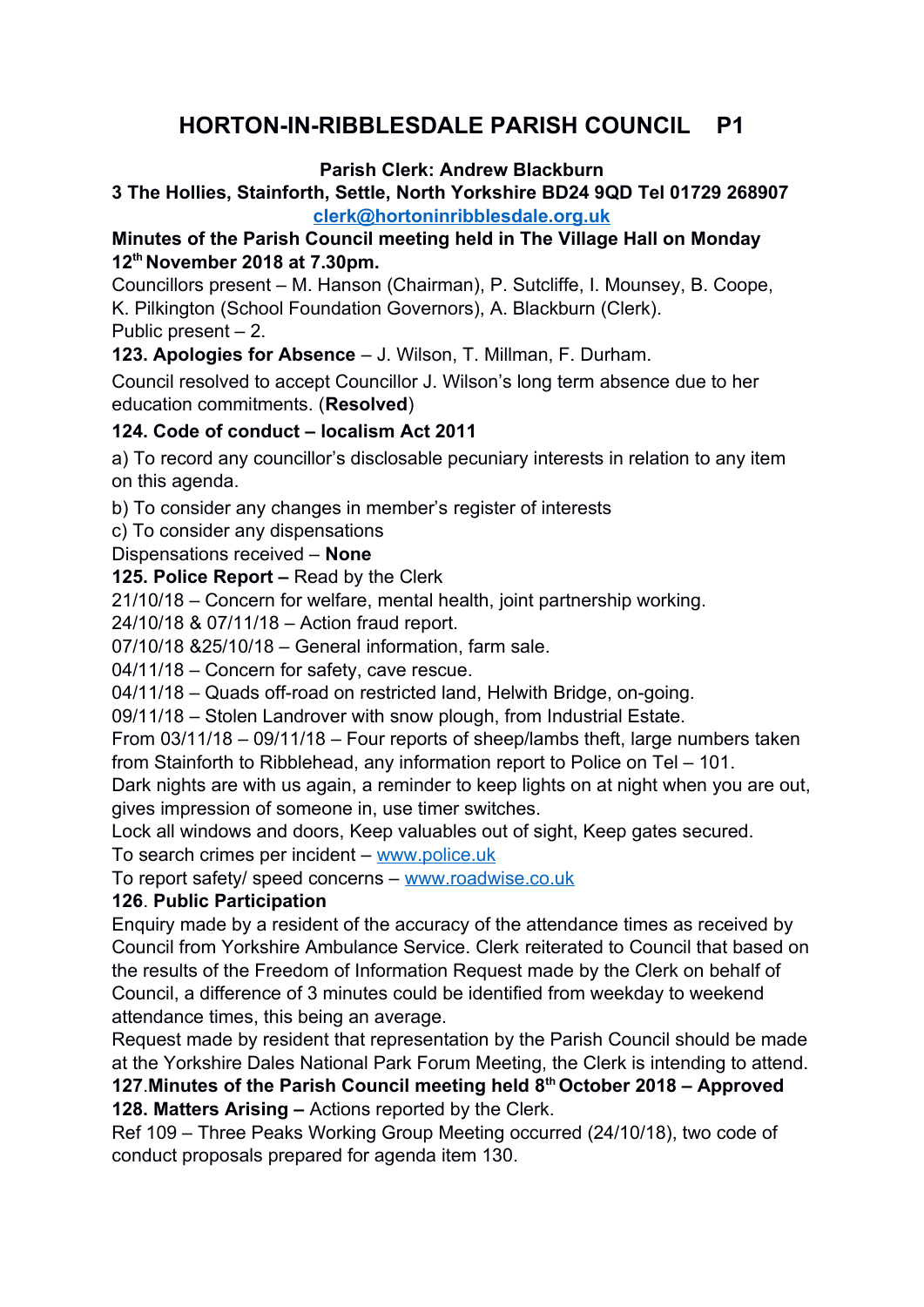# HORTON-IN-RIBBLESDALE PARISH COUNCIL P1

**Parish Clerk: Andrew Blackburn**
**3 The Hollies, Stainforth, Settle, North Yorkshire BD24 9QD Tel 01729 268907**
**clerk@hortoninribblesdale.org.uk**

**Minutes of the Parish Council meeting held in The Village Hall on Monday 12th November 2018 at 7.30pm.**

Councillors present – M. Hanson (Chairman), P. Sutcliffe, I. Mounsey, B. Coope, K. Pilkington (School Foundation Governors), A. Blackburn (Clerk).
Public present – 2.

**123. Apologies for Absence** – J. Wilson, T. Millman, F. Durham.

Council resolved to accept Councillor J. Wilson's long term absence due to her education commitments. (**Resolved**)

**124. Code of conduct – localism Act 2011**

a) To record any councillor's disclosable pecuniary interests in relation to any item on this agenda.

b) To consider any changes in member's register of interests

c) To consider any dispensations

Dispensations received – **None**

**125. Police Report –** Read by the Clerk

21/10/18 – Concern for welfare, mental health, joint partnership working.
24/10/18 & 07/11/18 – Action fraud report.
07/10/18 &25/10/18 – General information, farm sale.
04/11/18 – Concern for safety, cave rescue.
04/11/18 – Quads off-road on restricted land, Helwith Bridge, on-going.
09/11/18 – Stolen Landrover with snow plough, from Industrial Estate.
From 03/11/18 – 09/11/18 – Four reports of sheep/lambs theft, large numbers taken from Stainforth to Ribblehead, any information report to Police on Tel – 101.
Dark nights are with us again, a reminder to keep lights on at night when you are out, gives impression of someone in, use timer switches.
Lock all windows and doors, Keep valuables out of sight, Keep gates secured.
To search crimes per incident – www.police.uk
To report safety/ speed concerns – www.roadwise.co.uk

**126**. **Public Participation**

Enquiry made by a resident of the accuracy of the attendance times as received by Council from Yorkshire Ambulance Service. Clerk reiterated to Council that based on the results of the Freedom of Information Request made by the Clerk on behalf of Council, a difference of 3 minutes could be identified from weekday to weekend attendance times, this being an average.
Request made by resident that representation by the Parish Council should be made at the Yorkshire Dales National Park Forum Meeting, the Clerk is intending to attend.

**127**.**Minutes of the Parish Council meeting held 8th October 2018 – Approved**

**128. Matters Arising –** Actions reported by the Clerk.

Ref 109 – Three Peaks Working Group Meeting occurred (24/10/18), two code of conduct proposals prepared for agenda item 130.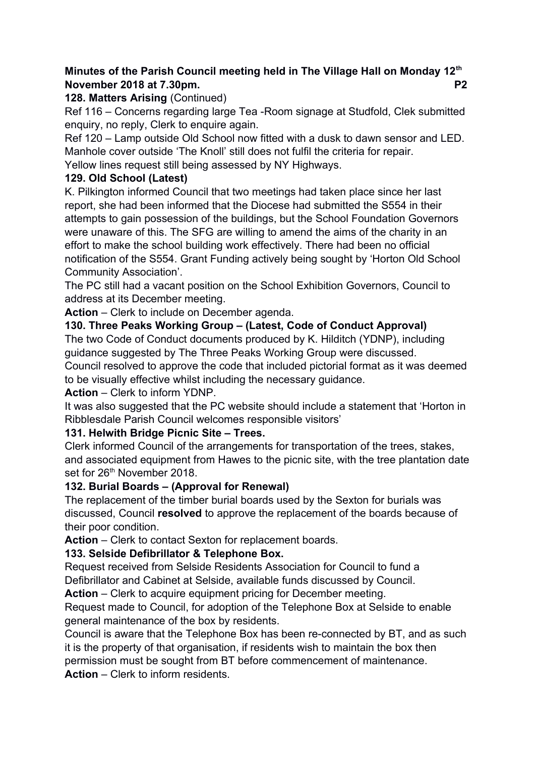**Minutes of the Parish Council meeting held in The Village Hall on Monday 12th November 2018 at 7.30pm.**

**128. Matters Arising** (Continued)

Ref 116 – Concerns regarding large Tea -Room signage at Studfold, Clek submitted enquiry, no reply, Clerk to enquire again.

Ref 120 – Lamp outside Old School now fitted with a dusk to dawn sensor and LED. Manhole cover outside 'The Knoll' still does not fulfil the criteria for repair.

Yellow lines request still being assessed by NY Highways.

**129. Old School (Latest)**

K. Pilkington informed Council that two meetings had taken place since her last report, she had been informed that the Diocese had submitted the S554 in their attempts to gain possession of the buildings, but the School Foundation Governors were unaware of this. The SFG are willing to amend the aims of the charity in an effort to make the school building work effectively. There had been no official notification of the S554. Grant Funding actively being sought by 'Horton Old School Community Association'.

The PC still had a vacant position on the School Exhibition Governors, Council to address at its December meeting.

**Action** – Clerk to include on December agenda.

**130. Three Peaks Working Group – (Latest, Code of Conduct Approval)**

The two Code of Conduct documents produced by K. Hilditch (YDNP), including guidance suggested by The Three Peaks Working Group were discussed.

Council resolved to approve the code that included pictorial format as it was deemed to be visually effective whilst including the necessary guidance.

**Action** – Clerk to inform YDNP.

It was also suggested that the PC website should include a statement that 'Horton in Ribblesdale Parish Council welcomes responsible visitors'

**131. Helwith Bridge Picnic Site – Trees.**

Clerk informed Council of the arrangements for transportation of the trees, stakes, and associated equipment from Hawes to the picnic site, with the tree plantation date set for 26th November 2018.

**132. Burial Boards – (Approval for Renewal)**

The replacement of the timber burial boards used by the Sexton for burials was discussed, Council **resolved** to approve the replacement of the boards because of their poor condition.

**Action** – Clerk to contact Sexton for replacement boards.

**133. Selside Defibrillator & Telephone Box.**

Request received from Selside Residents Association for Council to fund a Defibrillator and Cabinet at Selside, available funds discussed by Council.

**Action** – Clerk to acquire equipment pricing for December meeting.

Request made to Council, for adoption of the Telephone Box at Selside to enable general maintenance of the box by residents.

Council is aware that the Telephone Box has been re-connected by BT, and as such it is the property of that organisation, if residents wish to maintain the box then permission must be sought from BT before commencement of maintenance.

**Action** – Clerk to inform residents.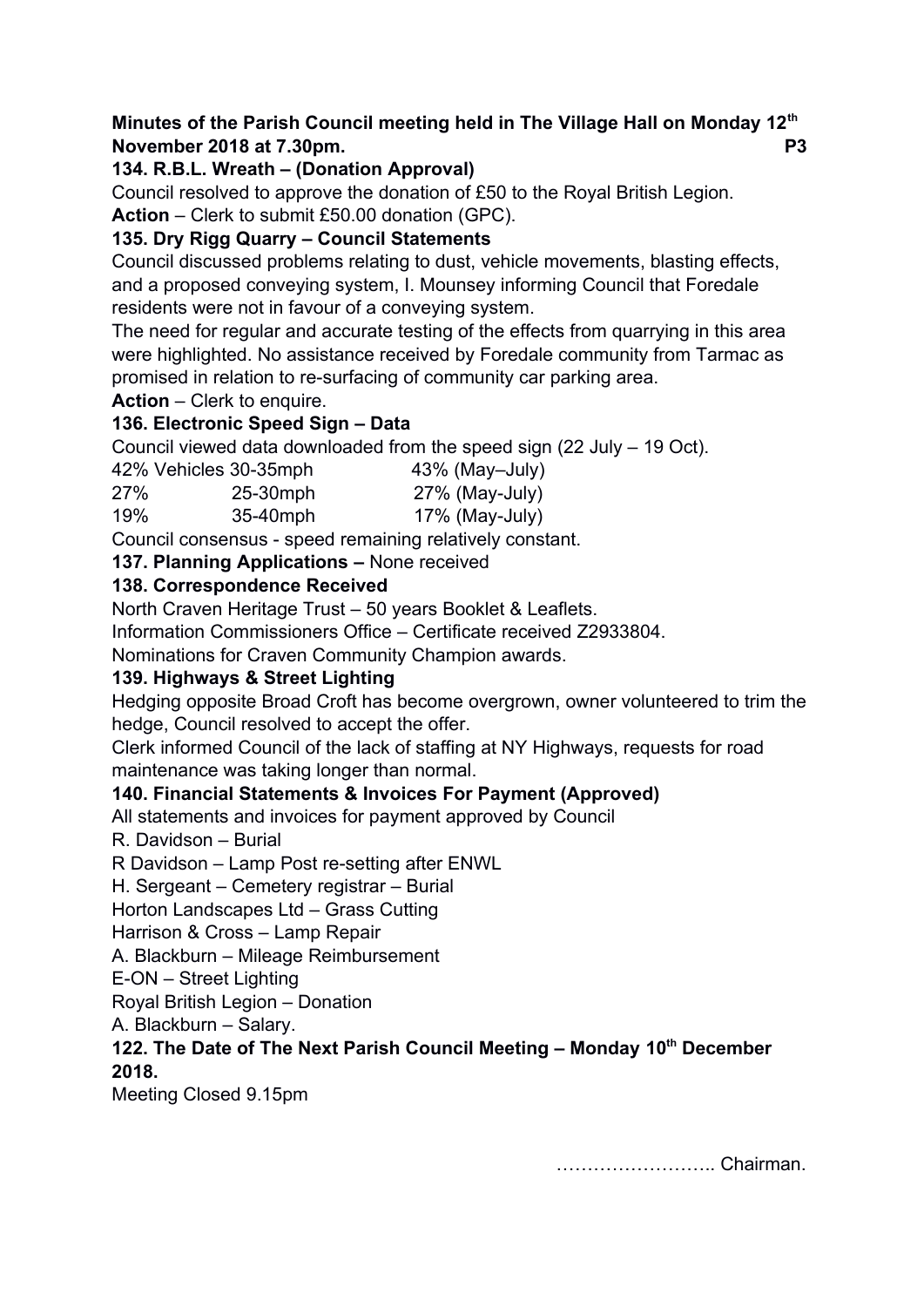**Minutes of the Parish Council meeting held in The Village Hall on Monday 12th November 2018 at 7.30pm.** **P3**

**134. R.B.L. Wreath – (Donation Approval)**

Council resolved to approve the donation of £50 to the Royal British Legion.

**Action** – Clerk to submit £50.00 donation (GPC).

**135. Dry Rigg Quarry – Council Statements**

Council discussed problems relating to dust, vehicle movements, blasting effects, and a proposed conveying system, I. Mounsey informing Council that Foredale residents were not in favour of a conveying system.

The need for regular and accurate testing of the effects from quarrying in this area were highlighted. No assistance received by Foredale community from Tarmac as promised in relation to re-surfacing of community car parking area.

**Action** – Clerk to enquire.

**136. Electronic Speed Sign – Data**

Council viewed data downloaded from the speed sign (22 July – 19 Oct).

| | | |
|---|---|---|
| 42% Vehicles | 30-35mph | 43% (May–July) |
| 27% | 25-30mph | 27% (May-July) |
| 19% | 35-40mph | 17% (May-July) |

Council consensus - speed remaining relatively constant.

**137. Planning Applications –** None received

**138. Correspondence Received**

North Craven Heritage Trust – 50 years Booklet & Leaflets.

Information Commissioners Office – Certificate received Z2933804.

Nominations for Craven Community Champion awards.

**139. Highways & Street Lighting**

Hedging opposite Broad Croft has become overgrown, owner volunteered to trim the hedge, Council resolved to accept the offer.

Clerk informed Council of the lack of staffing at NY Highways, requests for road maintenance was taking longer than normal.

**140. Financial Statements & Invoices For Payment (Approved)**

All statements and invoices for payment approved by Council

R. Davidson – Burial

R Davidson – Lamp Post re-setting after ENWL

H. Sergeant – Cemetery registrar – Burial

Horton Landscapes Ltd – Grass Cutting

Harrison & Cross – Lamp Repair

A. Blackburn – Mileage Reimbursement

E-ON – Street Lighting

Royal British Legion – Donation

A. Blackburn – Salary.

**122. The Date of The Next Parish Council Meeting – Monday 10th December 2018.**

Meeting Closed 9.15pm

…………………….. Chairman.